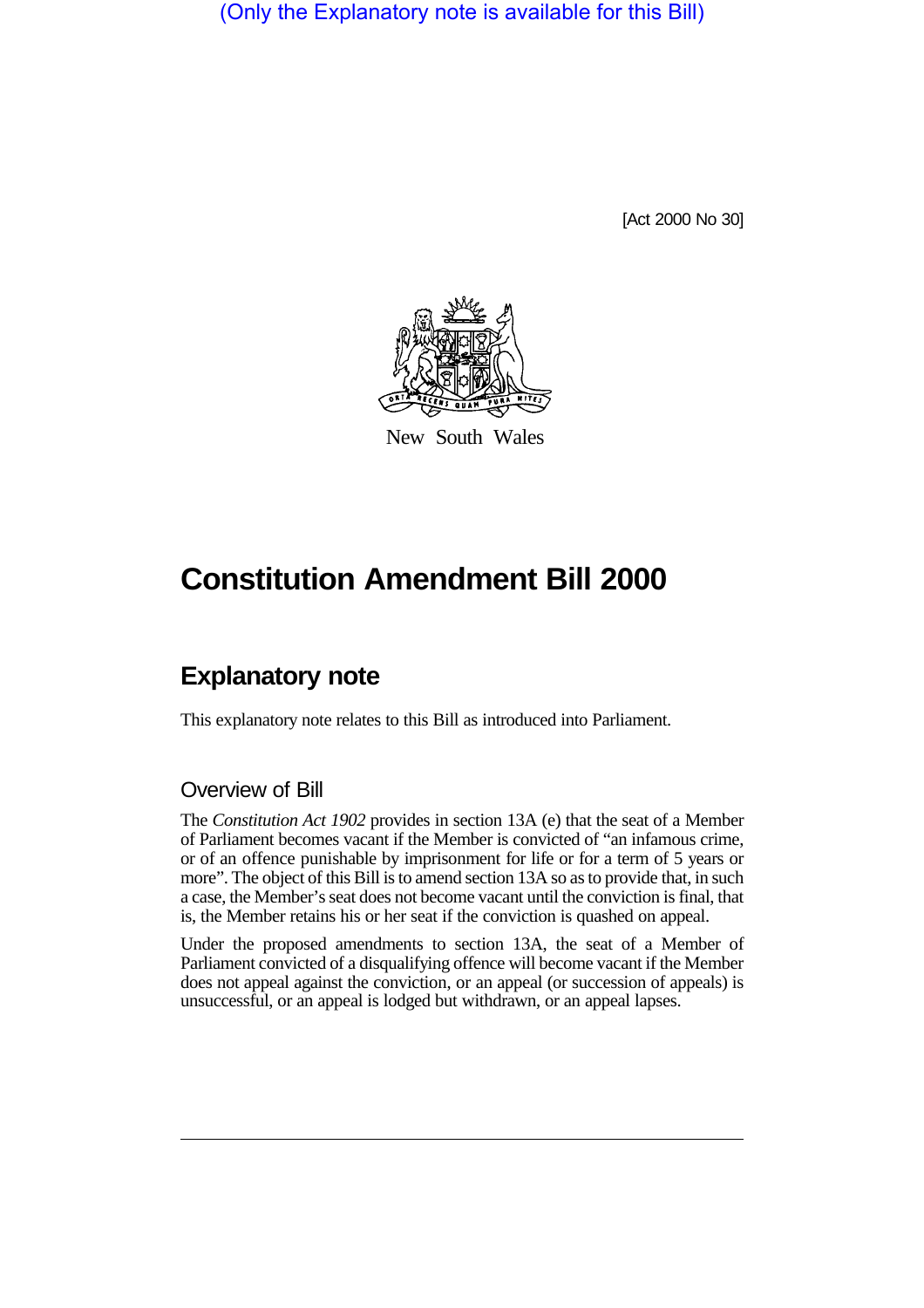(Only the Explanatory note is available for this Bill)

[Act 2000 No 30]

New South Wales

# Constitution Amendment Bill 2000

## Explanatory note

This explanatory note relates to this Bill as introduced into Parliament.

### Overview of Bill

The *Constitution Act 1902* provides in section 13A (e) that the seat of a Member of Parliament becomes vacant if the Member is convicted of "an infamous crime, or of an offence punishable by imprisonment for life or for a term of 5 years or more". The object of this Bill is to amend section 13A so as to provide that, in such a case, the Member's seat does not become vacant until the conviction is final, that is, the Member retains his or her seat if the conviction is quashed on appeal.

Under the proposed amendments to section 13A, the seat of a Member of Parliament convicted of a disqualifying offence will become vacant if the Member does not appeal against the conviction, or an appeal (or succession of appeals) is unsuccessful, or an appeal is lodged but withdrawn, or an appeal lapses.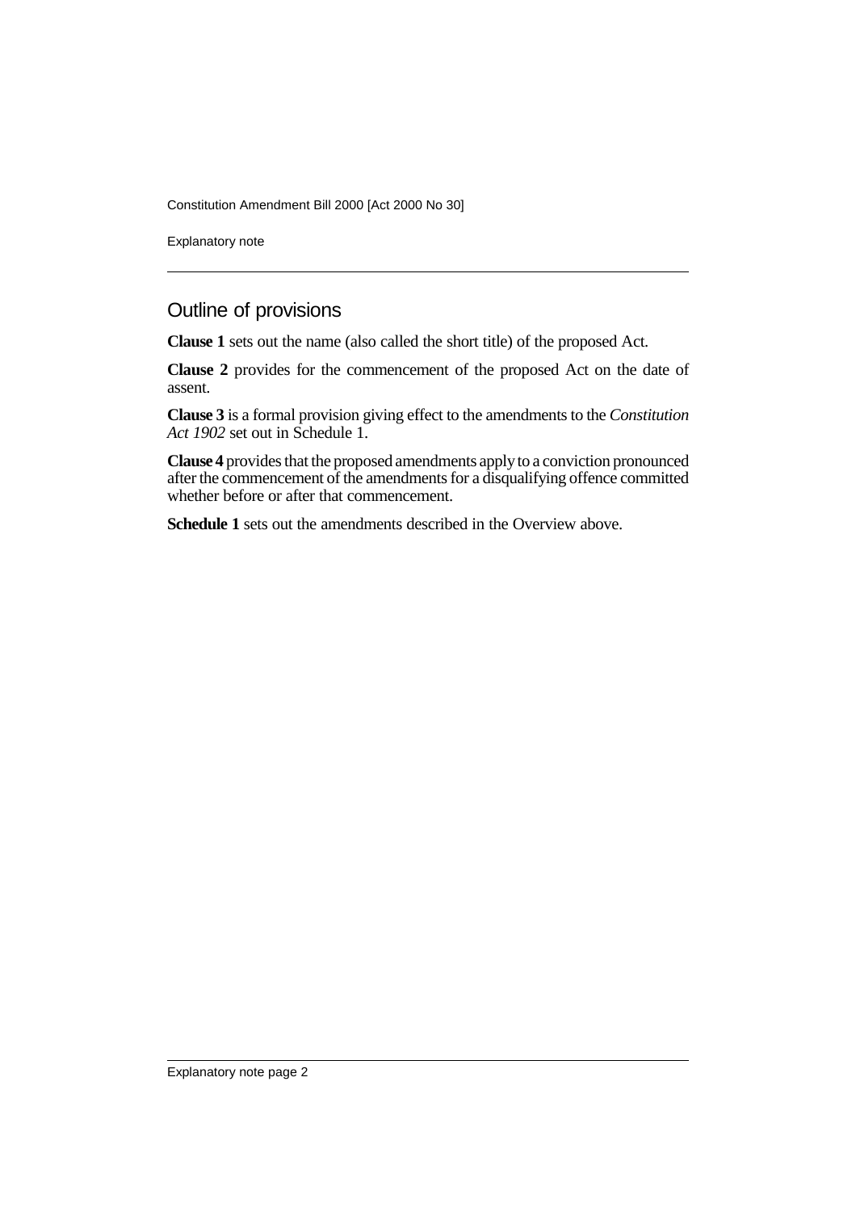## Outline of provisions

**Clause 1** sets out the name (also called the short title) of the proposed Act.

**Clause 2** provides for the commencement of the proposed Act on the date of assent.

**Clause 3** is a formal provision giving effect to the amendments to the *Constitution Act 1902* set out in Schedule 1.

**Clause 4** provides that the proposed amendments apply to a conviction pronounced after the commencement of the amendments for a disqualifying offence committed whether before or after that commencement.

**Schedule 1** sets out the amendments described in the Overview above.